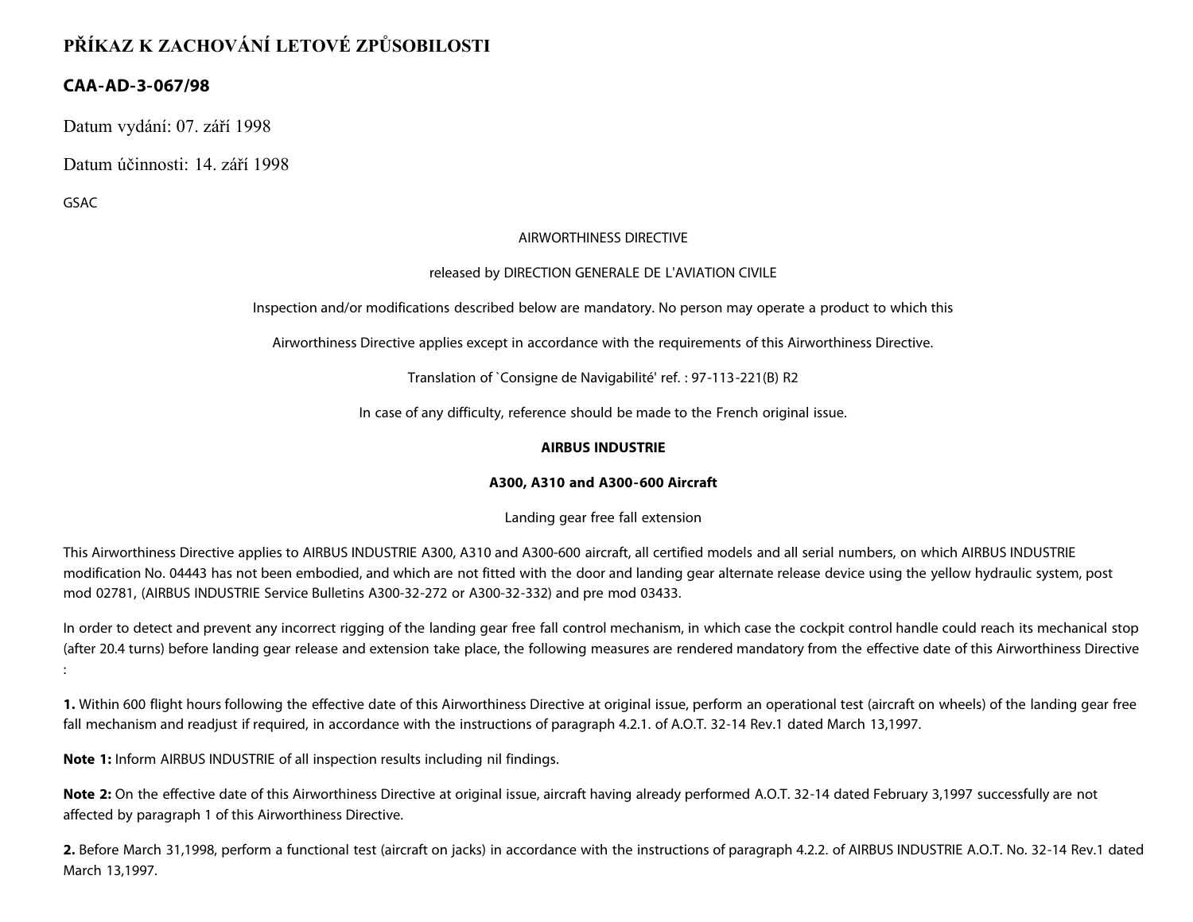# PŘÍKAZ K ZACHOVÁNÍ LETOVÉ ZPŮSOBILOSTI

## CAA-AD-3-067/98

Datum vydání: 07. září 1998

Datum účinnosti: 14. září 1998

GSAC

AIRWORTHINESS DIRECTIVE

released by DIRECTION GENERALE DE L'AVIATION CIVILE

Inspection and/or modifications described below are mandatory. No person may operate a product to which this

Airworthiness Directive applies except in accordance with the requirements of this Airworthiness Directive.

Translation of `Consigne de Navigabilité' ref. : 97-113-221(B) R2

In case of any difficulty, reference should be made to the French original issue.

**AIRBUS INDUSTRIE**

**A300, A310 and A300-600 Aircraft**

Landing gear free fall extension

This Airworthiness Directive applies to AIRBUS INDUSTRIE A300, A310 and A300-600 aircraft, all certified models and all serial numbers, on which AIRBUS INDUSTRIE modification No. 04443 has not been embodied, and which are not fitted with the door and landing gear alternate release device using the yellow hydraulic system, post mod 02781, (AIRBUS INDUSTRIE Service Bulletins A300-32-272 or A300-32-332) and pre mod 03433.

In order to detect and prevent any incorrect rigging of the landing gear free fall control mechanism, in which case the cockpit control handle could reach its mechanical stop (after 20.4 turns) before landing gear release and extension take place, the following measures are rendered mandatory from the effective date of this Airworthiness Directive :

**1.** Within 600 flight hours following the effective date of this Airworthiness Directive at original issue, perform an operational test (aircraft on wheels) of the landing gear free fall mechanism and readjust if required, in accordance with the instructions of paragraph 4.2.1. of A.O.T. 32-14 Rev.1 dated March 13,1997.

**Note 1:** Inform AIRBUS INDUSTRIE of all inspection results including nil findings.

**Note 2:** On the effective date of this Airworthiness Directive at original issue, aircraft having already performed A.O.T. 32-14 dated February 3,1997 successfully are not affected by paragraph 1 of this Airworthiness Directive.

**2.** Before March 31,1998, perform a functional test (aircraft on jacks) in accordance with the instructions of paragraph 4.2.2. of AIRBUS INDUSTRIE A.O.T. No. 32-14 Rev.1 dated March 13,1997.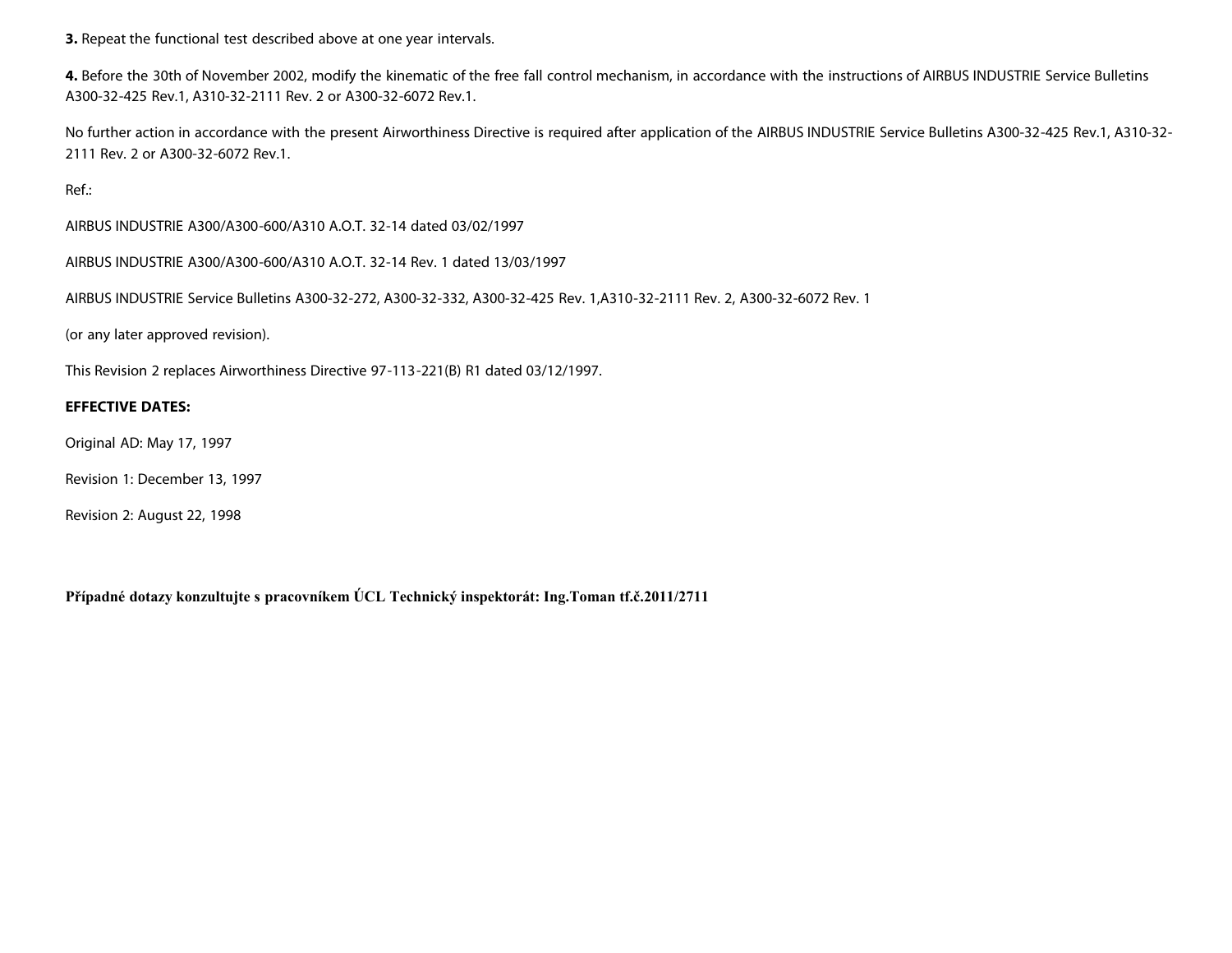**3.** Repeat the functional test described above at one year intervals.

**4.** Before the 30th of November 2002, modify the kinematic of the free fall control mechanism, in accordance with the instructions of AIRBUS INDUSTRIE Service Bulletins A300-32-425 Rev.1, A310-32-2111 Rev. 2 or A300-32-6072 Rev.1.

No further action in accordance with the present Airworthiness Directive is required after application of the AIRBUS INDUSTRIE Service Bulletins A300-32-425 Rev.1, A310-32-2111 Rev. 2 or A300-32-6072 Rev.1.

Ref.:

AIRBUS INDUSTRIE A300/A300-600/A310 A.O.T. 32-14 dated 03/02/1997

AIRBUS INDUSTRIE A300/A300-600/A310 A.O.T. 32-14 Rev. 1 dated 13/03/1997

AIRBUS INDUSTRIE Service Bulletins A300-32-272, A300-32-332, A300-32-425 Rev. 1,A310-32-2111 Rev. 2, A300-32-6072 Rev. 1

(or any later approved revision).

This Revision 2 replaces Airworthiness Directive 97-113-221(B) R1 dated 03/12/1997.

**EFFECTIVE DATES:**

Original AD: May 17, 1997

Revision 1: December 13, 1997

Revision 2: August 22, 1998

**Případné dotazy konzultujte s pracovníkem ÚCL Technický inspektorát: Ing.Toman tf.č.2011/2711**